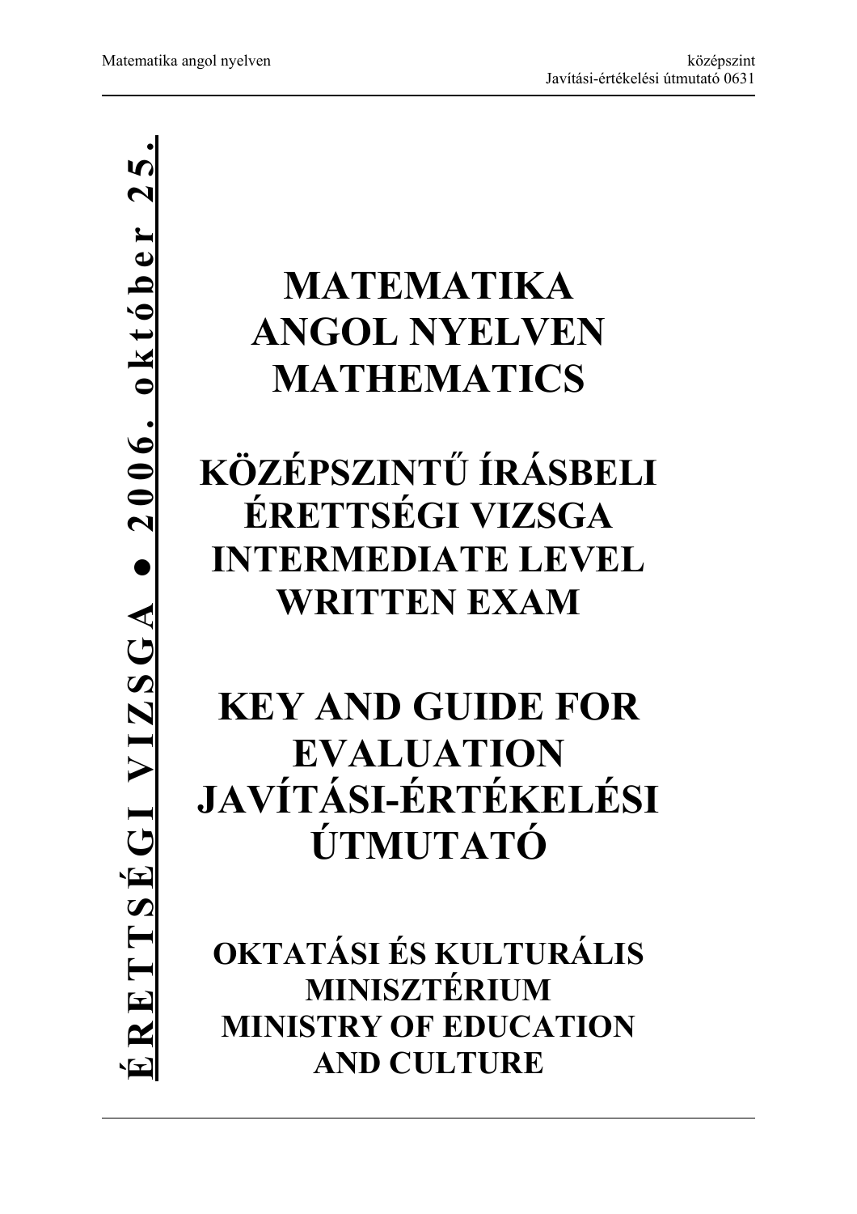**ÉRETTSÉGI VIZSGA ● 2006. október 25.**

# MATEMATIKA ANGOL NYELVEN MATHEMATICS

# KÖZÉPSZINTŰ ÍRÁSBELI ÉRETTSÉGI VIZSGA INTERMEDIATE LEVEL WRITTEN EXAM

# KEY AND GUIDE FOR EVALUATION JAVÍTÁSI-ÉRTÉKELÉSI ÚTMUTATÓ

## OKTATÁSI ÉS KULTURÁLIS MINISZTÉRIUM MINISTRY OF EDUCATION AND CULTURE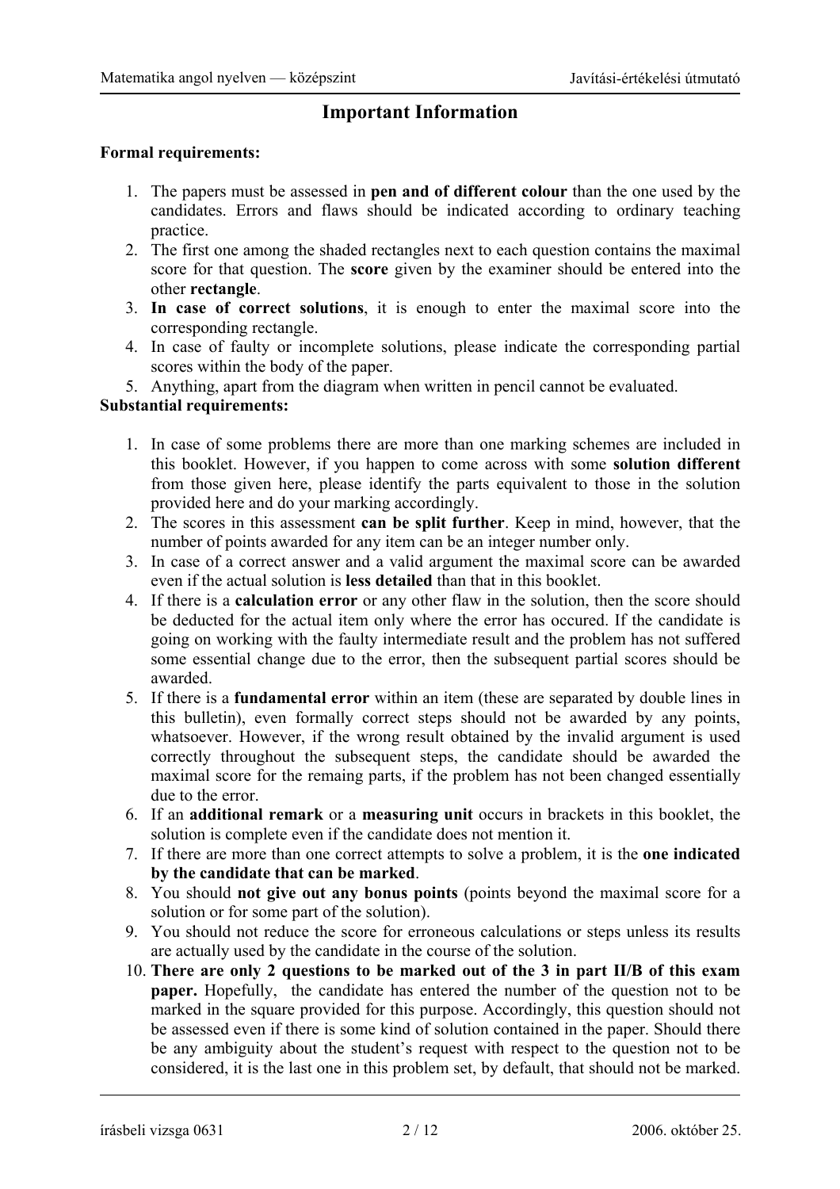# Important Information

**Formal requirements:**

1. The papers must be assessed in **pen and of different colour** than the one used by the candidates. Errors and flaws should be indicated according to ordinary teaching practice.
2. The first one among the shaded rectangles next to each question contains the maximal score for that question. The **score** given by the examiner should be entered into the other **rectangle**.
3. **In case of correct solutions**, it is enough to enter the maximal score into the corresponding rectangle.
4. In case of faulty or incomplete solutions, please indicate the corresponding partial scores within the body of the paper.
5. Anything, apart from the diagram when written in pencil cannot be evaluated.

**Substantial requirements:**

1. In case of some problems there are more than one marking schemes are included in this booklet. However, if you happen to come across with some **solution different** from those given here, please identify the parts equivalent to those in the solution provided here and do your marking accordingly.
2. The scores in this assessment **can be split further**. Keep in mind, however, that the number of points awarded for any item can be an integer number only.
3. In case of a correct answer and a valid argument the maximal score can be awarded even if the actual solution is **less detailed** than that in this booklet.
4. If there is a **calculation error** or any other flaw in the solution, then the score should be deducted for the actual item only where the error has occured. If the candidate is going on working with the faulty intermediate result and the problem has not suffered some essential change due to the error, then the subsequent partial scores should be awarded.
5. If there is a **fundamental error** within an item (these are separated by double lines in this bulletin), even formally correct steps should not be awarded by any points, whatsoever. However, if the wrong result obtained by the invalid argument is used correctly throughout the subsequent steps, the candidate should be awarded the maximal score for the remaing parts, if the problem has not been changed essentially due to the error.
6. If an **additional remark** or a **measuring unit** occurs in brackets in this booklet, the solution is complete even if the candidate does not mention it.
7. If there are more than one correct attempts to solve a problem, it is the **one indicated by the candidate that can be marked**.
8. You should **not give out any bonus points** (points beyond the maximal score for a solution or for some part of the solution).
9. You should not reduce the score for erroneous calculations or steps unless its results are actually used by the candidate in the course of the solution.
10. **There are only 2 questions to be marked out of the 3 in part II/B of this exam paper.** Hopefully, the candidate has entered the number of the question not to be marked in the square provided for this purpose. Accordingly, this question should not be assessed even if there is some kind of solution contained in the paper. Should there be any ambiguity about the student's request with respect to the question not to be considered, it is the last one in this problem set, by default, that should not be marked.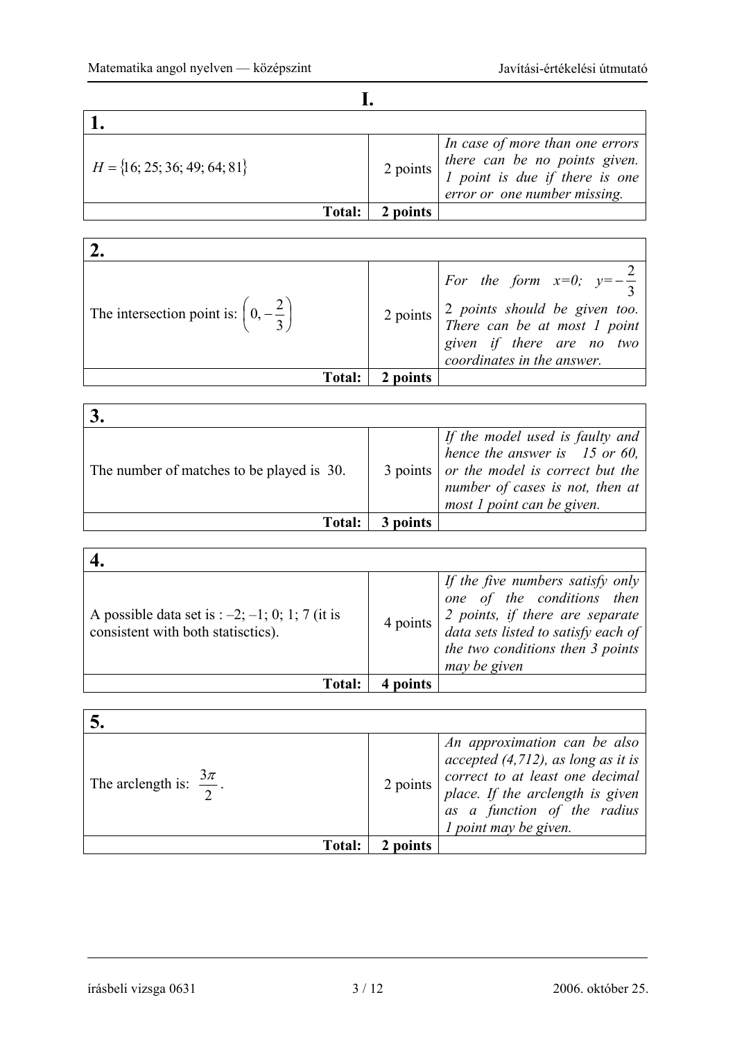# I.

| 1. | | |
|---|---|---|
| $H = \{16; 25; 36; 49; 64; 81\}$ | 2 points | *In case of more than one errors there can be no points given. 1 point is due if there is one error or one number missing.* |
| **Total:** | **2 points** | |

| 2. | | |
|---|---|---|
| The intersection point is: $\left(0, -\frac{2}{3}\right)$ | 2 points | *For the form $x=0;\ y=-\frac{2}{3}$ 2 points should be given too. There can be at most 1 point given if there are no two coordinates in the answer.* |
| **Total:** | **2 points** | |

| 3. | | |
|---|---|---|
| The number of matches to be played is 30. | 3 points | *If the model used is faulty and hence the answer is 15 or 60, or the model is correct but the number of cases is not, then at most 1 point can be given.* |
| **Total:** | **3 points** | |

| 4. | | |
|---|---|---|
| A possible data set is : –2; –1; 0; 1; 7 (it is consistent with both statisctics). | 4 points | *If the five numbers satisfy only one of the conditions then 2 points, if there are separate data sets listed to satisfy each of the two conditions then 3 points may be given* |
| **Total:** | **4 points** | |

| 5. | | |
|---|---|---|
| The arclength is: $\frac{3\pi}{2}$. | 2 points | *An approximation can be also accepted (4,712), as long as it is correct to at least one decimal place. If the arclength is given as a function of the radius 1 point may be given.* |
| **Total:** | **2 points** | |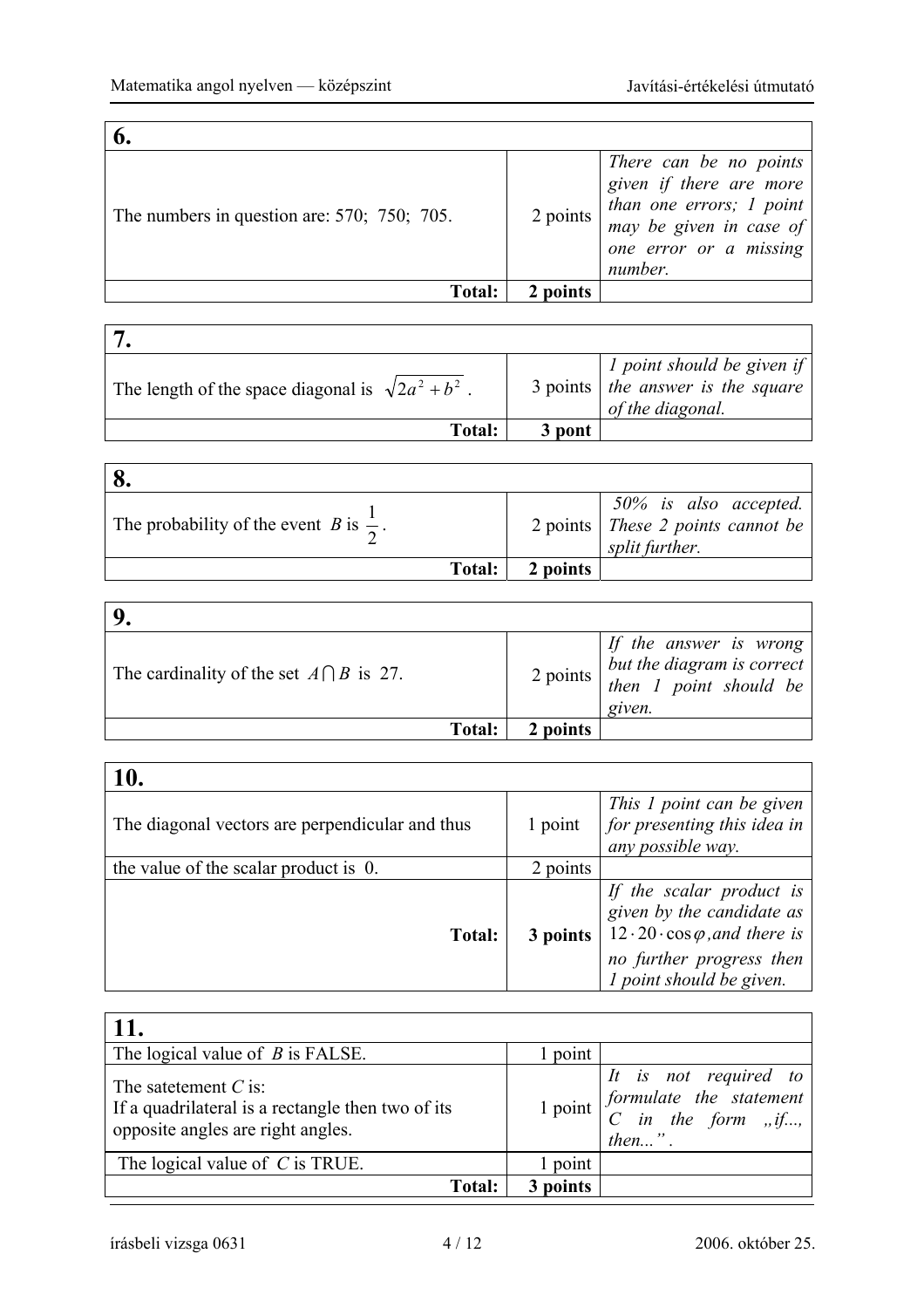| 6. | | |
|---|---|---|
| The numbers in question are: 570; 750; 705. | 2 points | *There can be no points given if there are more than one errors; 1 point may be given in case of one error or a missing number.* |
| **Total:** | **2 points** | |

| 7. | | |
|---|---|---|
| The length of the space diagonal is $\sqrt{2a^2 + b^2}$ . | 3 points | *1 point should be given if the answer is the square of the diagonal.* |
| **Total:** | **3 pont** | |

| 8. | | |
|---|---|---|
| The probability of the event $B$ is $\frac{1}{2}$. | 2 points | *50% is also accepted. These 2 points cannot be split further.* |
| **Total:** | **2 points** | |

| 9. | | |
|---|---|---|
| The cardinality of the set $A \cap B$ is 27. | 2 points | *If the answer is wrong but the diagram is correct then 1 point should be given.* |
| **Total:** | **2 points** | |

| 10. | | |
|---|---|---|
| The diagonal vectors are perpendicular and thus | 1 point | *This 1 point can be given for presenting this idea in any possible way.* |
| the value of the scalar product is 0. | 2 points | |
| **Total:** | **3 points** | *If the scalar product is given by the candidate as $12 \cdot 20 \cdot \cos\varphi$, and there is no further progress then 1 point should be given.* |

| 11. | | |
|---|---|---|
| The logical value of $B$ is FALSE. | 1 point | |
| The satetement $C$ is: If a quadrilateral is a rectangle then two of its opposite angles are right angles. | 1 point | *It is not required to formulate the statement C in the form „if..., then...” .* |
| The logical value of $C$ is TRUE. | 1 point | |
| **Total:** | **3 points** | |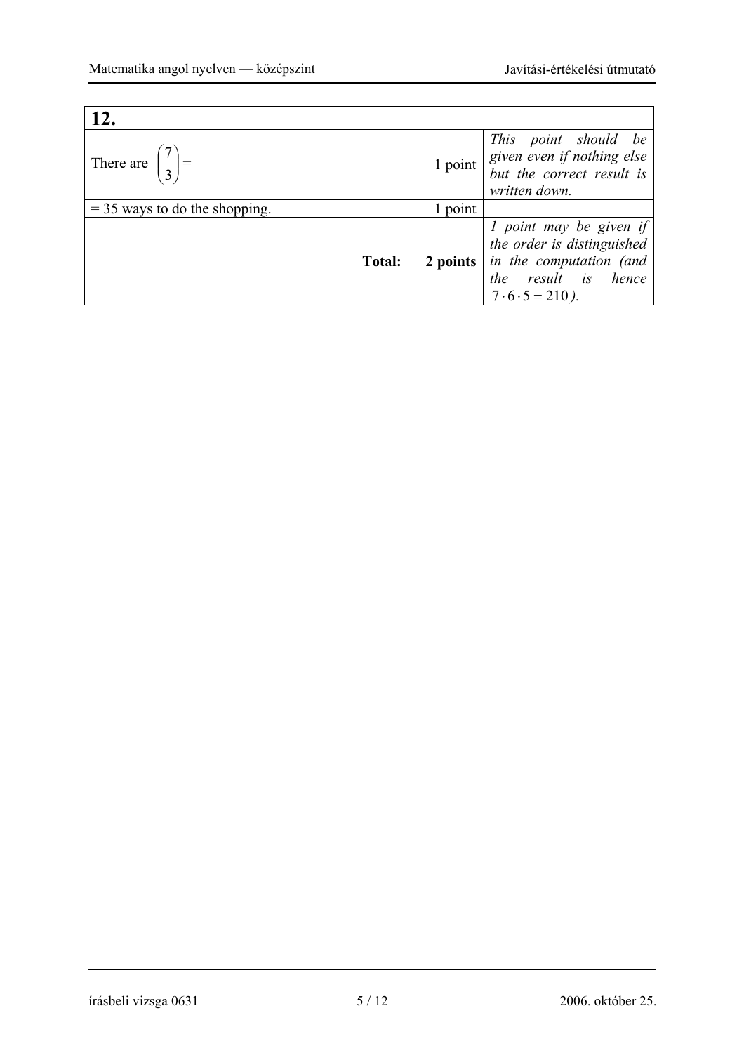| 12. | | |
|---|---|---|
| There are $\binom{7}{3} =$ | 1 point | *This point should be given even if nothing else but the correct result is written down.* |
| $= 35$ ways to do the shopping. | 1 point | |
| **Total:** | **2 points** | *1 point may be given if the order is distinguished in the computation (and the result is hence $7 \cdot 6 \cdot 5 = 210$).* |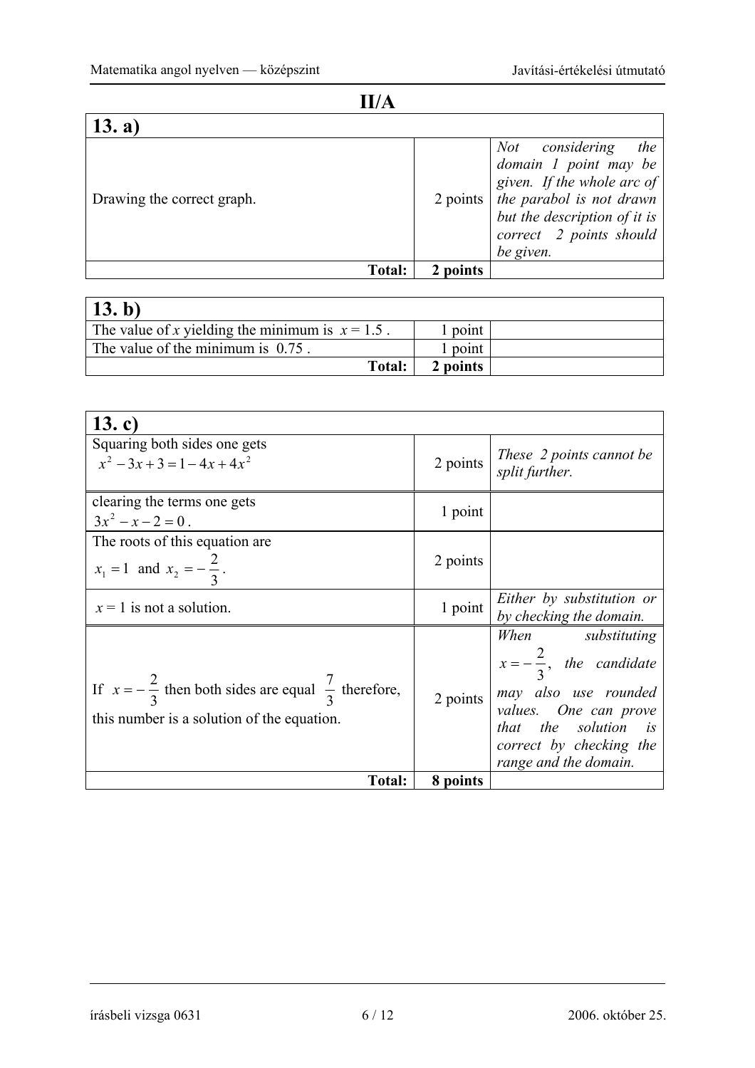## II/A

| 13. a) | | |
|---|---|---|
| Drawing the correct graph. | 2 points | *Not considering the domain 1 point may be given. If the whole arc of the parabol is not drawn but the description of it is correct 2 points should be given.* |
| **Total:** | **2 points** | |

| 13. b) | | |
|---|---|---|
| The value of $x$ yielding the minimum is $x = 1.5$ . | 1 point | |
| The value of the minimum is $0.75$ . | 1 point | |
| **Total:** | **2 points** | |

| 13. c) | | |
|---|---|---|
| Squaring both sides one gets $x^2 - 3x + 3 = 1 - 4x + 4x^2$ | 2 points | *These 2 points cannot be split further.* |
| clearing the terms one gets $3x^2 - x - 2 = 0$ . | 1 point | |
| The roots of this equation are $x_1 = 1$ and $x_2 = -\frac{2}{3}$ . | 2 points | |
| $x = 1$ is not a solution. | 1 point | *Either by substitution or by checking the domain.* |
| If $x = -\frac{2}{3}$ then both sides are equal $\frac{7}{3}$ therefore, this number is a solution of the equation. | 2 points | *When substituting $x = -\frac{2}{3}$, the candidate may also use rounded values. One can prove that the solution is correct by checking the range and the domain.* |
| **Total:** | **8 points** | |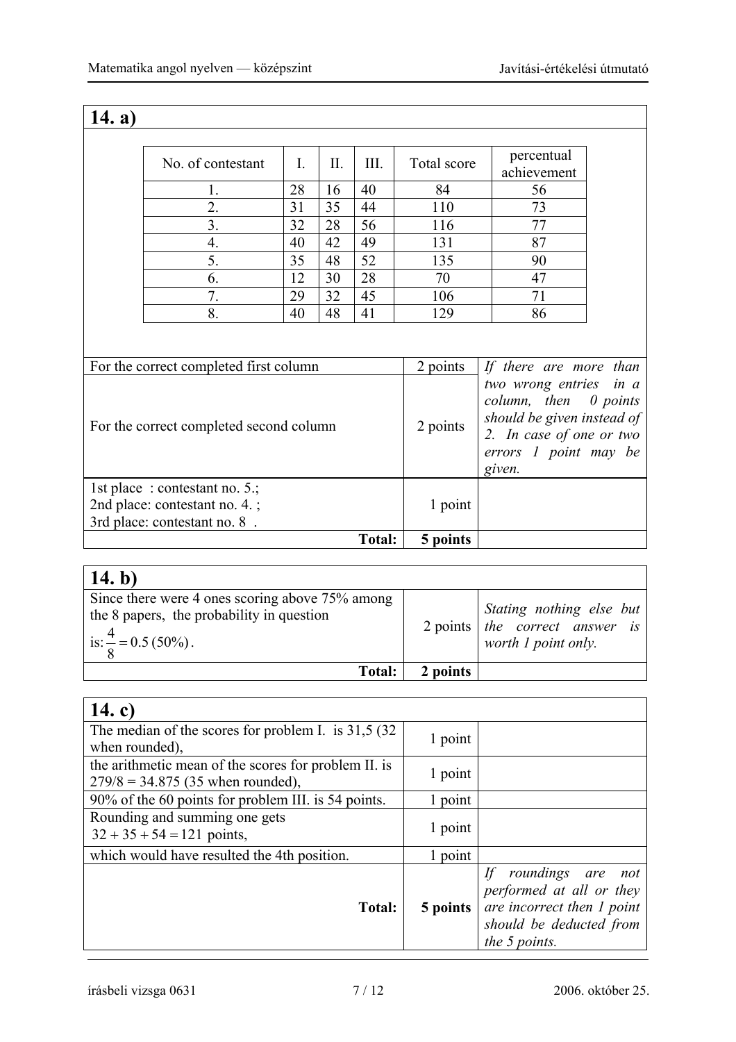## 14. a)

| No. of contestant | I. | II. | III. | Total score | percentual achievement |
|---|---|---|---|---|---|
| 1. | 28 | 16 | 40 | 84 | 56 |
| 2. | 31 | 35 | 44 | 110 | 73 |
| 3. | 32 | 28 | 56 | 116 | 77 |
| 4. | 40 | 42 | 49 | 131 | 87 |
| 5. | 35 | 48 | 52 | 135 | 90 |
| 6. | 12 | 30 | 28 | 70 | 47 |
| 7. | 29 | 32 | 45 | 106 | 71 |
| 8. | 40 | 48 | 41 | 129 | 86 |

| | | |
|---|---|---|
| For the correct completed first column | 2 points | *If there are more than two wrong entries in a column, then 0 points should be given instead of 2. In case of one or two errors 1 point may be given.* |
| For the correct completed second column | 2 points | |
| 1st place : contestant no. 5.; 2nd place: contestant no. 4. ; 3rd place: contestant no. 8 . | 1 point | |
| **Total:** | **5 points** | |

## 14. b)

| | | |
|---|---|---|
| Since there were 4 ones scoring above 75% among the 8 papers, the probability in question is: $\frac{4}{8} = 0.5\,(50\%)$. | 2 points | *Stating nothing else but the correct answer is worth 1 point only.* |
| **Total:** | **2 points** | |

## 14. c)

| | | |
|---|---|---|
| The median of the scores for problem I. is 31,5 (32 when rounded), | 1 point | |
| the arithmetic mean of the scores for problem II. is $279/8 = 34.875$ (35 when rounded), | 1 point | |
| 90% of the 60 points for problem III. is 54 points. | 1 point | |
| Rounding and summing one gets $32 + 35 + 54 = 121$ points, | 1 point | |
| which would have resulted the 4th position. | 1 point | |
| **Total:** | **5 points** | *If roundings are not performed at all or they are incorrect then 1 point should be deducted from the 5 points.* |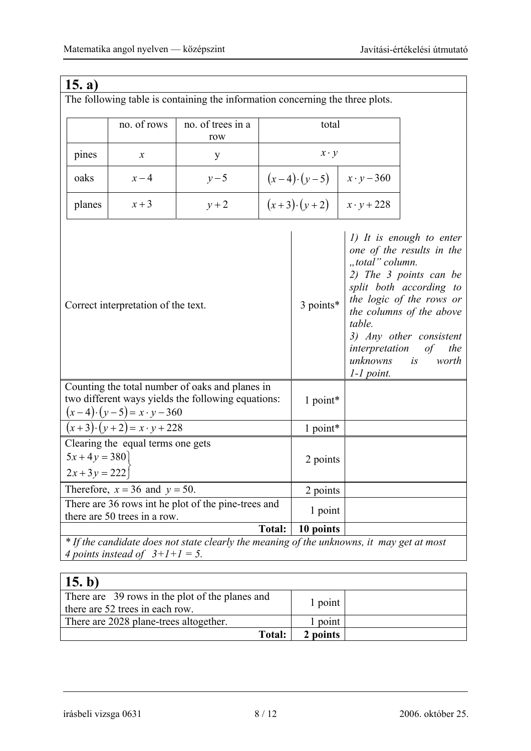## 15. a)

The following table is containing the information concerning the three plots.

| | no. of rows | no. of trees in a row | total | |
|---|---|---|---|---|
| pines | $x$ | y | $x \cdot y$ | |
| oaks | $x-4$ | $y-5$ | $(x-4)\cdot(y-5)$ | $x \cdot y - 360$ |
| planes | $x+3$ | $y+2$ | $(x+3)\cdot(y+2)$ | $x \cdot y + 228$ |

| | | |
|---|---|---|
| Correct interpretation of the text. | 3 points* | *1) It is enough to enter one of the results in the „total" column.* *2) The 3 points can be split both according to the logic of the rows or the columns of the above table.* *3) Any other consistent interpretation of the unknowns is worth 1-1 point.* |
| Counting the total number of oaks and planes in two different ways yields the following equations: $(x-4)\cdot(y-5) = x \cdot y - 360$ | 1 point* | |
| $(x+3)\cdot(y+2) = x \cdot y + 228$ | 1 point* | |
| Clearing the equal terms one gets $\left. \begin{array}{l} 5x+4y=380 \\ 2x+3y=222 \end{array} \right\}$ | 2 points | |
| Therefore, $x = 36$ and $y = 50$. | 2 points | |
| There are 36 rows int he plot of the pine-trees and there are 50 trees in a row. | 1 point | |
| **Total:** | **10 points** | |

*\* If the candidate does not state clearly the meaning of the unknowns, it may get at most 4 points instead of 3+1+1 = 5.*

## 15. b)

| | | |
|---|---|---|
| There are 39 rows in the plot of the planes and there are 52 trees in each row. | 1 point | |
| There are 2028 plane-trees altogether. | 1 point | |
| **Total:** | **2 points** | |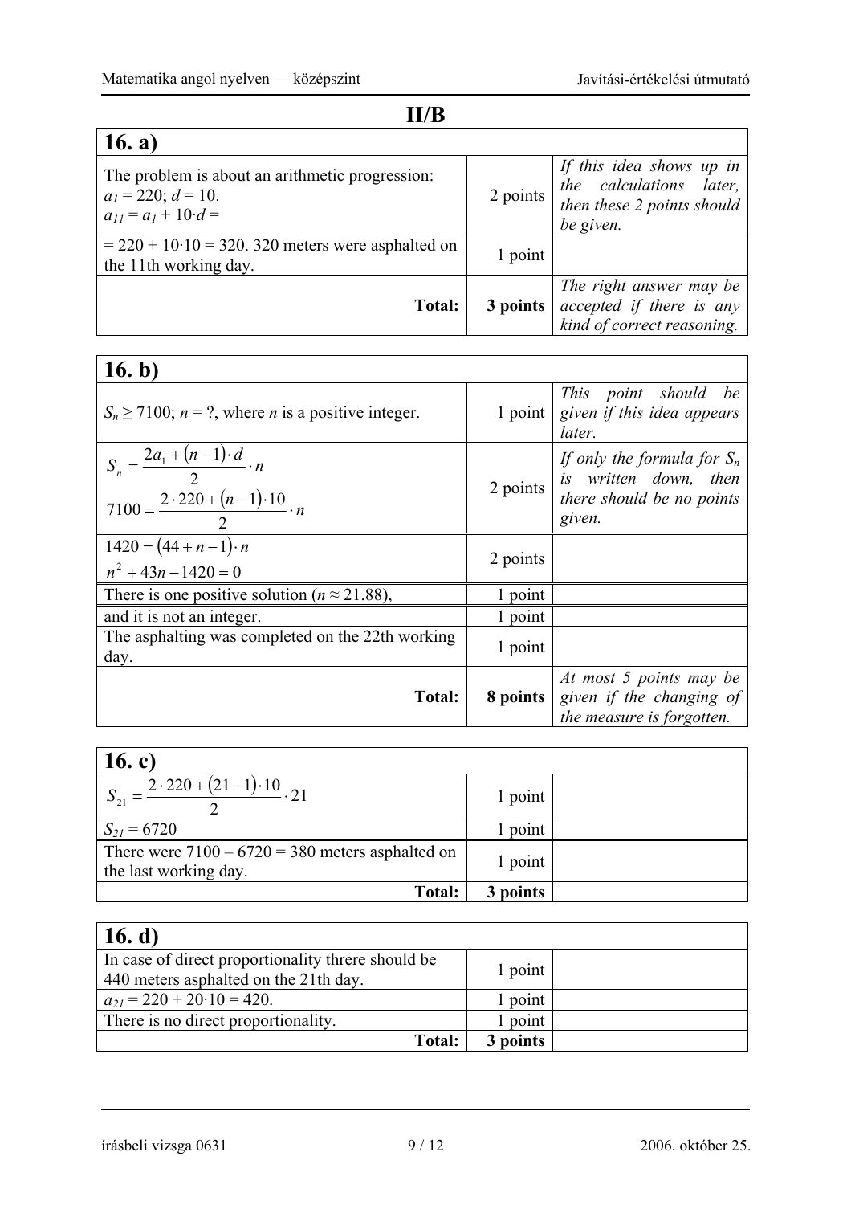## II/B

| 16. a) | | |
|---|---|---|
| The problem is about an arithmetic progression: $a_1 = 220$; $d = 10$. $a_{11} = a_1 + 10 \cdot d =$ | 2 points | *If this idea shows up in the calculations later, then these 2 points should be given.* |
| $= 220 + 10 \cdot 10 = 320$. 320 meters were asphalted on the 11th working day. | 1 point | |
| **Total:** | **3 points** | *The right answer may be accepted if there is any kind of correct reasoning.* |

| 16. b) | | |
|---|---|---|
| $S_n \geq 7100$; $n = ?$, where $n$ is a positive integer. | 1 point | *This point should be given if this idea appears later.* |
| $S_n = \dfrac{2a_1 + (n-1) \cdot d}{2} \cdot n$ <br> $7100 = \dfrac{2 \cdot 220 + (n-1) \cdot 10}{2} \cdot n$ | 2 points | *If only the formula for $S_n$ is written down, then there should be no points given.* |
| $1420 = (44 + n - 1) \cdot n$ <br> $n^2 + 43n - 1420 = 0$ | 2 points | |
| There is one positive solution ($n \approx 21.88$), | 1 point | |
| and it is not an integer. | 1 point | |
| The asphalting was completed on the 22th working day. | 1 point | |
| **Total:** | **8 points** | *At most 5 points may be given if the changing of the measure is forgotten.* |

| 16. c) | | |
|---|---|---|
| $S_{21} = \dfrac{2 \cdot 220 + (21-1) \cdot 10}{2} \cdot 21$ | 1 point | |
| $S_{21} = 6720$ | 1 point | |
| There were $7100 - 6720 = 380$ meters asphalted on the last working day. | 1 point | |
| **Total:** | **3 points** | |

| 16. d) | | |
|---|---|---|
| In case of direct proportionality threre should be 440 meters asphalted on the 21th day. | 1 point | |
| $a_{21} = 220 + 20 \cdot 10 = 420$. | 1 point | |
| There is no direct proportionality. | 1 point | |
| **Total:** | **3 points** | |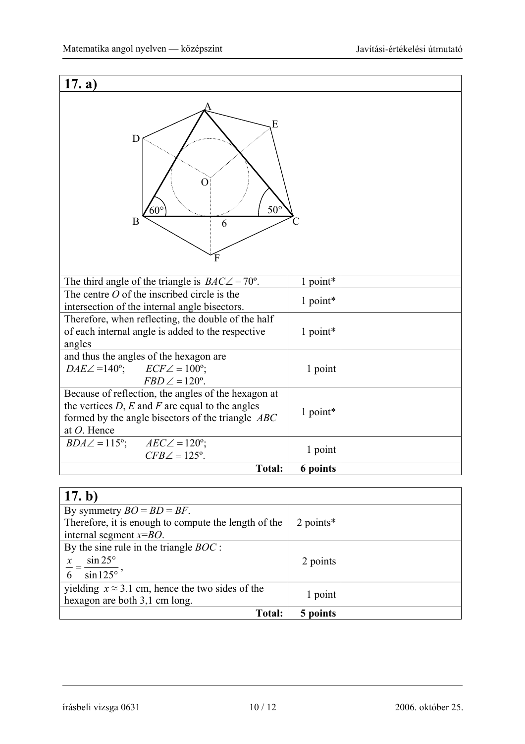## 17. a)

| | | |
|---|---|---|
| The third angle of the triangle is $BAC\angle = 70°$. | 1 point* | |
| The centre $O$ of the inscribed circle is the intersection of the internal angle bisectors. | 1 point* | |
| Therefore, when reflecting, the double of the half of each internal angle is added to the respective angles | 1 point* | |
| and thus the angles of the hexagon are $DAE\angle = 140°$; $ECF\angle = 100°$; $FBD\angle = 120°$. | 1 point | |
| Because of reflection, the angles of the hexagon at the vertices $D$, $E$ and $F$ are equal to the angles formed by the angle bisectors of the triangle $ABC$ at $O$. Hence | 1 point* | |
| $BDA\angle = 115°$; $AEC\angle = 120°$; $CFB\angle = 125°$. | 1 point | |
| **Total:** | **6 points** | |

## 17. b)

| | | |
|---|---|---|
| By symmetry $BO = BD = BF$. Therefore, it is enough to compute the length of the internal segment $x = BO$. | 2 points* | |
| By the sine rule in the triangle $BOC$: $\frac{x}{6} = \frac{\sin 25°}{\sin 125°}$, | 2 points | |
| yielding $x \approx 3.1$ cm, hence the two sides of the hexagon are both 3,1 cm long. | 1 point | |
| **Total:** | **5 points** | |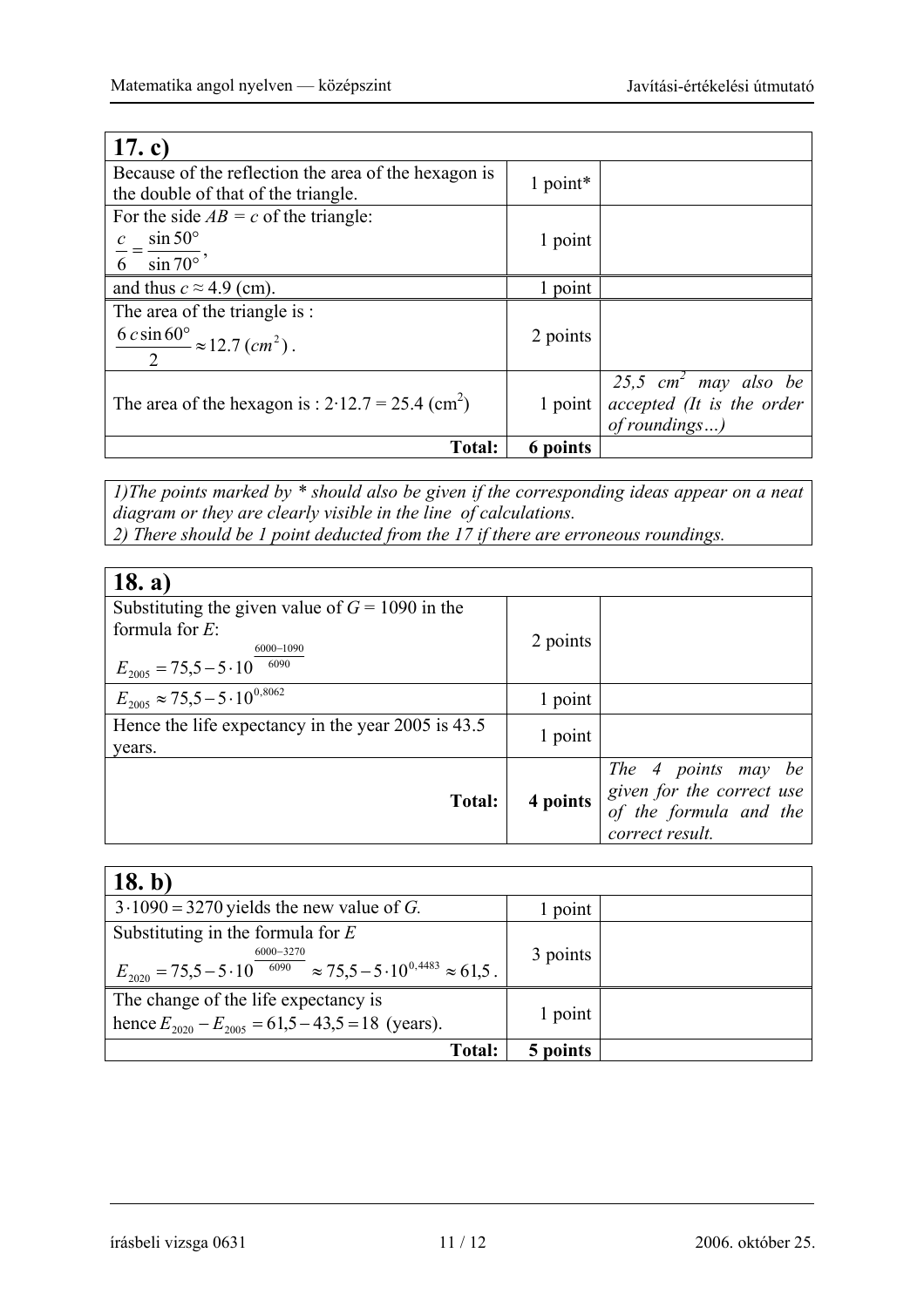| 17. c) | | |
|---|---|---|
| Because of the reflection the area of the hexagon is the double of that of the triangle. | 1 point* | |
| For the side $AB = c$ of the triangle: $\frac{c}{6} = \frac{\sin 50°}{\sin 70°}$, | 1 point | |
| and thus $c \approx 4.9$ (cm). | 1 point | |
| The area of the triangle is : $\frac{6\, c \sin 60°}{2} \approx 12.7\ (cm^2)$. | 2 points | |
| The area of the hexagon is : $2 \cdot 12.7 = 25.4\ (\text{cm}^2)$ | 1 point | *25,5 $cm^2$ may also be accepted (It is the order of roundings…)* |
| **Total:** | **6 points** | |

*1)The points marked by * should also be given if the corresponding ideas appear on a neat diagram or they are clearly visible in the line of calculations.*
*2) There should be 1 point deducted from the 17 if there are erroneous roundings.*

| 18. a) | | |
|---|---|---|
| Substituting the given value of $G = 1090$ in the formula for $E$: $E_{2005} = 75{,}5 - 5 \cdot 10^{\frac{6000-1090}{6090}}$ | 2 points | |
| $E_{2005} \approx 75{,}5 - 5 \cdot 10^{0{,}8062}$ | 1 point | |
| Hence the life expectancy in the year 2005 is 43.5 years. | 1 point | |
| **Total:** | **4 points** | *The 4 points may be given for the correct use of the formula and the correct result.* |

| 18. b) | | |
|---|---|---|
| $3 \cdot 1090 = 3270$ yields the new value of $G$. | 1 point | |
| Substituting in the formula for $E$ $E_{2020} = 75{,}5 - 5 \cdot 10^{\frac{6000-3270}{6090}} \approx 75{,}5 - 5 \cdot 10^{0{,}4483} \approx 61{,}5$. | 3 points | |
| The change of the life expectancy is hence $E_{2020} - E_{2005} = 61{,}5 - 43{,}5 = 18$ (years). | 1 point | |
| **Total:** | **5 points** | |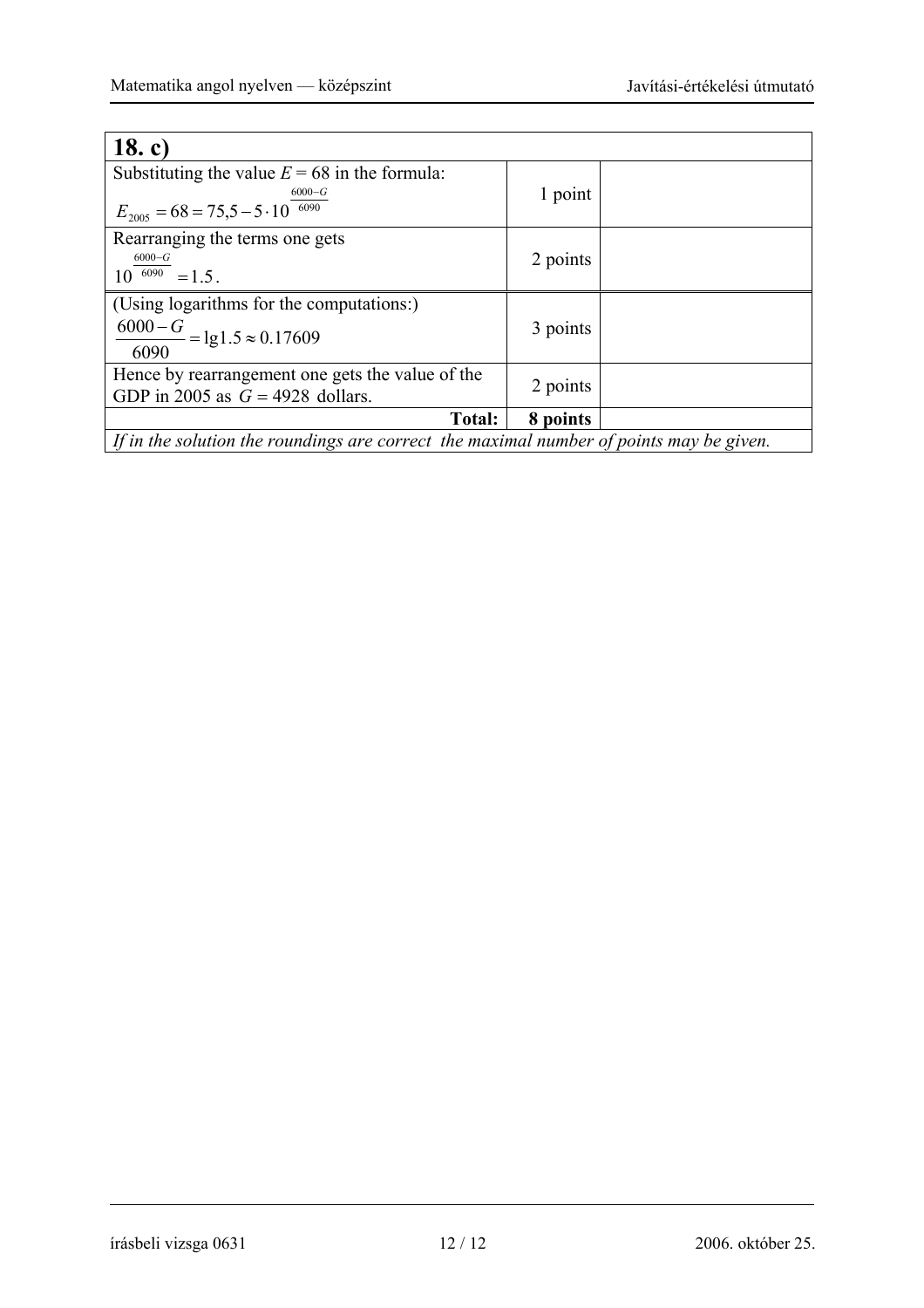| **18. c)** | | |
|---|---|---|
| Substituting the value $E = 68$ in the formula: $E_{2005} = 68 = 75{,}5 - 5 \cdot 10^{\frac{6000-G}{6090}}$ | 1 point | |
| Rearranging the terms one gets $10^{\frac{6000-G}{6090}} = 1.5$. | 2 points | |
| (Using logarithms for the computations:) $\frac{6000-G}{6090} = \lg 1.5 \approx 0.17609$ | 3 points | |
| Hence by rearrangement one gets the value of the GDP in 2005 as $G = 4928$ dollars. | 2 points | |
| **Total:** | **8 points** | |

*If in the solution the roundings are correct the maximal number of points may be given.*